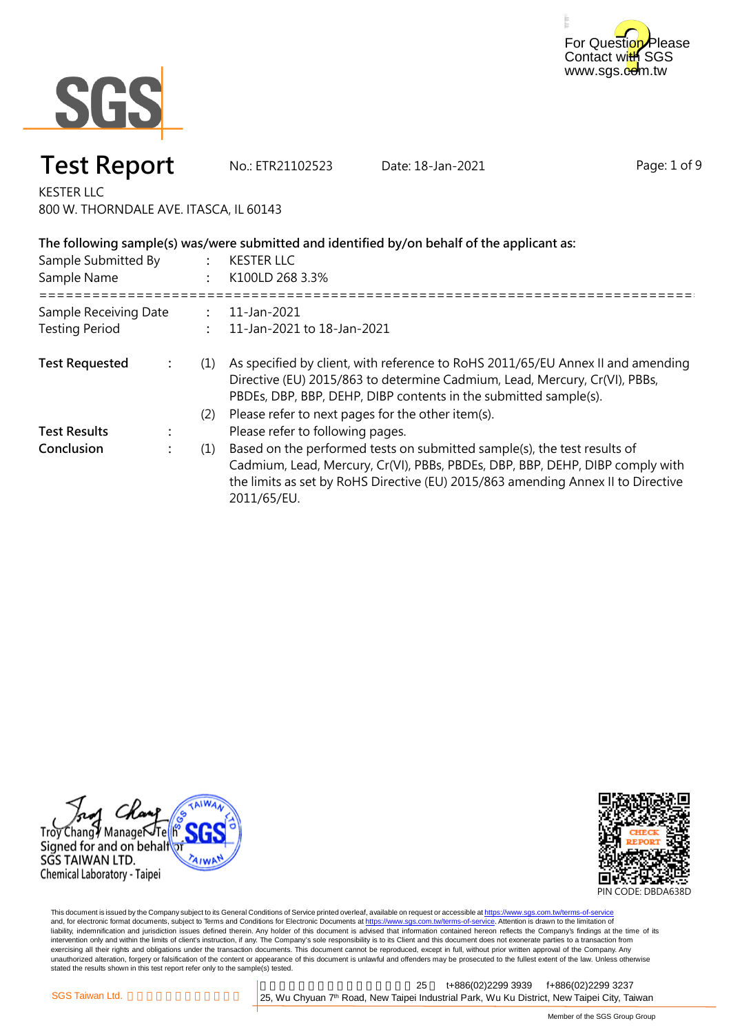For Question Please Contact with SGS
www.sgs.com.tw

# Test Report

No.: ETR21102523 Date: 18-Jan-2021

KESTER LLC
800 W. THORNDALE AVE. ITASCA, IL 60143

**The following sample(s) was/were submitted and identified by/on behalf of the applicant as:**

Sample Submitted By : KESTER LLC
Sample Name : K100LD 268 3.3%

==========================================================================

Sample Receiving Date : 11-Jan-2021
Testing Period : 11-Jan-2021 to 18-Jan-2021

**Test Requested** : (1) As specified by client, with reference to RoHS 2011/65/EU Annex II and amending Directive (EU) 2015/863 to determine Cadmium, Lead, Mercury, Cr(VI), PBBs, PBDEs, DBP, BBP, DEHP, DIBP contents in the submitted sample(s).

(2) Please refer to next pages for the other item(s).

**Test Results** : Please refer to following pages.

**Conclusion** : (1) Based on the performed tests on submitted sample(s), the test results of Cadmium, Lead, Mercury, Cr(VI), PBBs, PBDEs, DBP, BBP, DEHP, DIBP comply with the limits as set by RoHS Directive (EU) 2015/863 amending Annex II to Directive 2011/65/EU.

Troy Chang / Manager / Tech
Signed for and on behalf of
SGS TAIWAN LTD.
Chemical Laboratory - Taipei

PIN CODE: DBDA638D

This document is issued by the Company subject to its General Conditions of Service printed overleaf, available on request or accessible at https://www.sgs.com.tw/terms-of-service and, for electronic format documents, subject to Terms and Conditions for Electronic Documents at https://www.sgs.com.tw/terms-of-service. Attention is drawn to the limitation of liability, indemnification and jurisdiction issues defined therein. Any holder of this document is advised that information contained hereon reflects the Company's findings at the time of its intervention only and within the limits of client's instruction, if any. The Company's sole responsibility is to its Client and this document does not exonerate parties to a transaction from exercising all their rights and obligations under the transaction documents. This document cannot be reproduced, except in full, without prior written approval of the Company. Any unauthorized alteration, forgery or falsification of the content or appearance of this document is unlawful and offenders may be prosecuted to the fullest extent of the law. Unless otherwise stated the results shown in this test report refer only to the sample(s) tested.

SGS Taiwan Ltd. 25 t+886(02)2299 3939 f+886(02)2299 3237
25, Wu Chyuan 7th Road, New Taipei Industrial Park, Wu Ku District, New Taipei City, Taiwan

Member of the SGS Group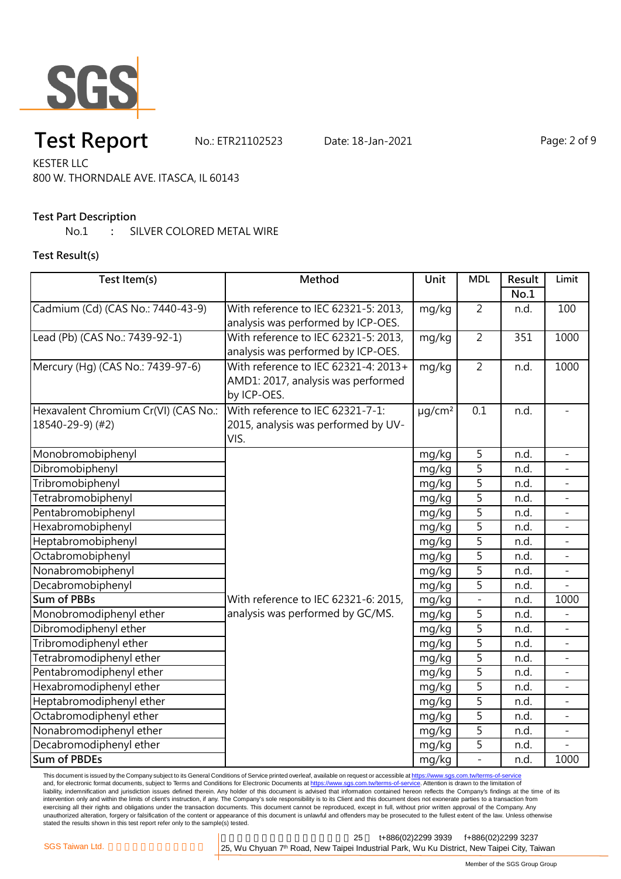# Test Report

No.: ETR21102523 Date: 18-Jan-2021

KESTER LLC
800 W. THORNDALE AVE. ITASCA, IL 60143

**Test Part Description**

No.1 : SILVER COLORED METAL WIRE

**Test Result(s)**

| Test Item(s) | Method | Unit | MDL | Result No.1 | Limit |
|---|---|---|---|---|---|
| Cadmium (Cd) (CAS No.: 7440-43-9) | With reference to IEC 62321-5: 2013, analysis was performed by ICP-OES. | mg/kg | 2 | n.d. | 100 |
| Lead (Pb) (CAS No.: 7439-92-1) | With reference to IEC 62321-5: 2013, analysis was performed by ICP-OES. | mg/kg | 2 | 351 | 1000 |
| Mercury (Hg) (CAS No.: 7439-97-6) | With reference to IEC 62321-4: 2013+ AMD1: 2017, analysis was performed by ICP-OES. | mg/kg | 2 | n.d. | 1000 |
| Hexavalent Chromium Cr(VI) (CAS No.: 18540-29-9) (#2) | With reference to IEC 62321-7-1: 2015, analysis was performed by UV-VIS. | μg/cm² | 0.1 | n.d. | - |
| Monobromobiphenyl | With reference to IEC 62321-6: 2015, analysis was performed by GC/MS. | mg/kg | 5 | n.d. | - |
| Dibromobiphenyl | | mg/kg | 5 | n.d. | - |
| Tribromobiphenyl | | mg/kg | 5 | n.d. | - |
| Tetrabromobiphenyl | | mg/kg | 5 | n.d. | - |
| Pentabromobiphenyl | | mg/kg | 5 | n.d. | - |
| Hexabromobiphenyl | | mg/kg | 5 | n.d. | - |
| Heptabromobiphenyl | | mg/kg | 5 | n.d. | - |
| Octabromobiphenyl | | mg/kg | 5 | n.d. | - |
| Nonabromobiphenyl | | mg/kg | 5 | n.d. | - |
| Decabromobiphenyl | | mg/kg | 5 | n.d. | - |
| **Sum of PBBs** | | mg/kg | - | n.d. | 1000 |
| Monobromodiphenyl ether | | mg/kg | 5 | n.d. | - |
| Dibromodiphenyl ether | | mg/kg | 5 | n.d. | - |
| Tribromodiphenyl ether | | mg/kg | 5 | n.d. | - |
| Tetrabromodiphenyl ether | | mg/kg | 5 | n.d. | - |
| Pentabromodiphenyl ether | | mg/kg | 5 | n.d. | - |
| Hexabromodiphenyl ether | | mg/kg | 5 | n.d. | - |
| Heptabromodiphenyl ether | | mg/kg | 5 | n.d. | - |
| Octabromodiphenyl ether | | mg/kg | 5 | n.d. | - |
| Nonabromodiphenyl ether | | mg/kg | 5 | n.d. | - |
| Decabromodiphenyl ether | | mg/kg | 5 | n.d. | - |
| **Sum of PBDEs** | | mg/kg | - | n.d. | 1000 |

This document is issued by the Company subject to its General Conditions of Service printed overleaf, available on request or accessible at https://www.sgs.com.tw/terms-of-service and, for electronic format documents, subject to Terms and Conditions for Electronic Documents at https://www.sgs.com.tw/terms-of-service. Attention is drawn to the limitation of liability, indemnification and jurisdiction issues defined therein. Any holder of this document is advised that information contained hereon reflects the Company's findings at the time of its intervention only and within the limits of client's instruction, if any. The Company's sole responsibility is to its Client and this document does not exonerate parties to a transaction from exercising all their rights and obligations under the transaction documents. This document cannot be reproduced, except in full, without prior written approval of the Company. Any unauthorized alteration, forgery or falsification of the content or appearance of this document is unlawful and offenders may be prosecuted to the fullest extent of the law. Unless otherwise stated the results shown in this test report refer only to the sample(s) tested.

SGS Taiwan Ltd. | 25, Wu Chyuan 7th Road, New Taipei Industrial Park, Wu Ku District, New Taipei City, Taiwan | t+886(02)2299 3939 f+886(02)2299 3237

Member of the SGS Group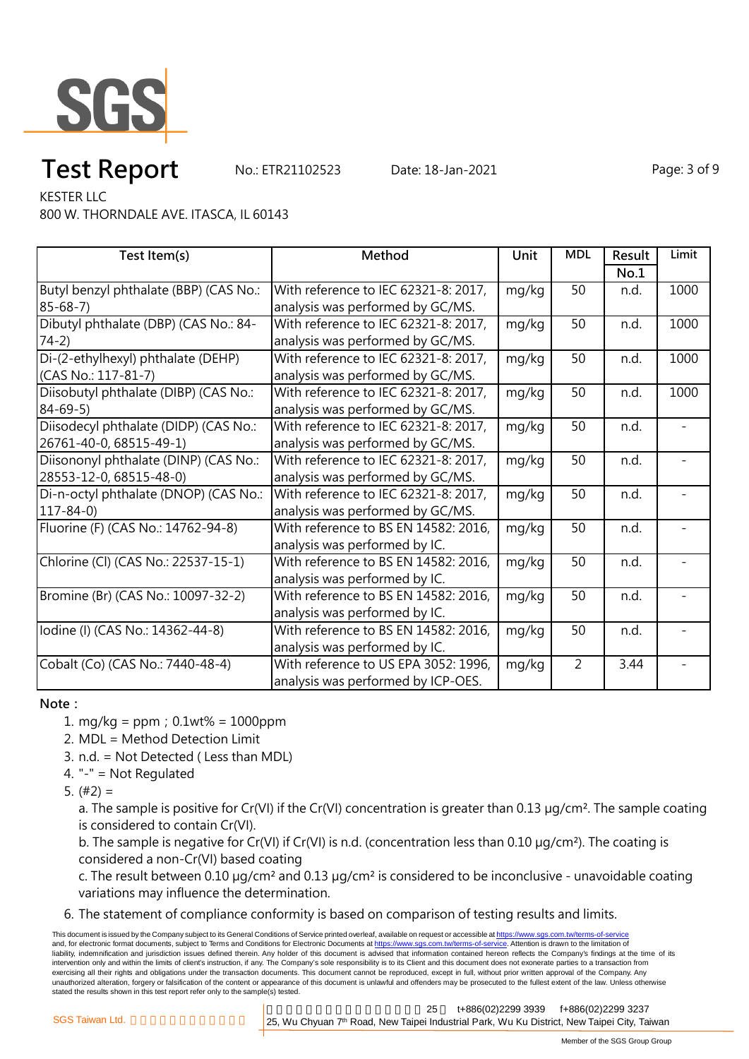# Test Report

No.: ETR21102523 Date: 18-Jan-2021

KESTER LLC
800 W. THORNDALE AVE. ITASCA, IL 60143

| Test Item(s) | Method | Unit | MDL | Result No.1 | Limit |
|---|---|---|---|---|---|
| Butyl benzyl phthalate (BBP) (CAS No.: 85-68-7) | With reference to IEC 62321-8: 2017, analysis was performed by GC/MS. | mg/kg | 50 | n.d. | 1000 |
| Dibutyl phthalate (DBP) (CAS No.: 84-74-2) | With reference to IEC 62321-8: 2017, analysis was performed by GC/MS. | mg/kg | 50 | n.d. | 1000 |
| Di-(2-ethylhexyl) phthalate (DEHP) (CAS No.: 117-81-7) | With reference to IEC 62321-8: 2017, analysis was performed by GC/MS. | mg/kg | 50 | n.d. | 1000 |
| Diisobutyl phthalate (DIBP) (CAS No.: 84-69-5) | With reference to IEC 62321-8: 2017, analysis was performed by GC/MS. | mg/kg | 50 | n.d. | 1000 |
| Diisodecyl phthalate (DIDP) (CAS No.: 26761-40-0, 68515-49-1) | With reference to IEC 62321-8: 2017, analysis was performed by GC/MS. | mg/kg | 50 | n.d. | - |
| Diisononyl phthalate (DINP) (CAS No.: 28553-12-0, 68515-48-0) | With reference to IEC 62321-8: 2017, analysis was performed by GC/MS. | mg/kg | 50 | n.d. | - |
| Di-n-octyl phthalate (DNOP) (CAS No.: 117-84-0) | With reference to IEC 62321-8: 2017, analysis was performed by GC/MS. | mg/kg | 50 | n.d. | - |
| Fluorine (F) (CAS No.: 14762-94-8) | With reference to BS EN 14582: 2016, analysis was performed by IC. | mg/kg | 50 | n.d. | - |
| Chlorine (Cl) (CAS No.: 22537-15-1) | With reference to BS EN 14582: 2016, analysis was performed by IC. | mg/kg | 50 | n.d. | - |
| Bromine (Br) (CAS No.: 10097-32-2) | With reference to BS EN 14582: 2016, analysis was performed by IC. | mg/kg | 50 | n.d. | - |
| Iodine (I) (CAS No.: 14362-44-8) | With reference to BS EN 14582: 2016, analysis was performed by IC. | mg/kg | 50 | n.d. | - |
| Cobalt (Co) (CAS No.: 7440-48-4) | With reference to US EPA 3052: 1996, analysis was performed by ICP-OES. | mg/kg | 2 | 3.44 | - |

**Note：**

1. mg/kg = ppm；0.1wt% = 1000ppm
2. MDL = Method Detection Limit
3. n.d. = Not Detected ( Less than MDL)
4. "-" = Not Regulated
5. (#2) =

   a. The sample is positive for Cr(VI) if the Cr(VI) concentration is greater than 0.13 μg/cm². The sample coating is considered to contain Cr(VI).

   b. The sample is negative for Cr(VI) if Cr(VI) is n.d. (concentration less than 0.10 μg/cm²). The coating is considered a non-Cr(VI) based coating

   c. The result between 0.10 μg/cm² and 0.13 μg/cm² is considered to be inconclusive - unavoidable coating variations may influence the determination.
6. The statement of compliance conformity is based on comparison of testing results and limits.

This document is issued by the Company subject to its General Conditions of Service printed overleaf, available on request or accessible at https://www.sgs.com.tw/terms-of-service and, for electronic format documents, subject to Terms and Conditions for Electronic Documents at https://www.sgs.com.tw/terms-of-service. Attention is drawn to the limitation of liability, indemnification and jurisdiction issues defined therein. Any holder of this document is advised that information contained hereon reflects the Company's findings at the time of its intervention only and within the limits of client's instruction, if any. The Company's sole responsibility is to its Client and this document does not exonerate parties to a transaction from exercising all their rights and obligations under the transaction documents. This document cannot be reproduced, except in full, without prior written approval of the Company. Any unauthorized alteration, forgery or falsification of the content or appearance of this document is unlawful and offenders may be prosecuted to the fullest extent of the law. Unless otherwise stated the results shown in this test report refer only to the sample(s) tested.

SGS Taiwan Ltd. | 25, Wu Chyuan 7th Road, New Taipei Industrial Park, Wu Ku District, New Taipei City, Taiwan | t+886(02)2299 3939 | f+886(02)2299 3237

Member of the SGS Group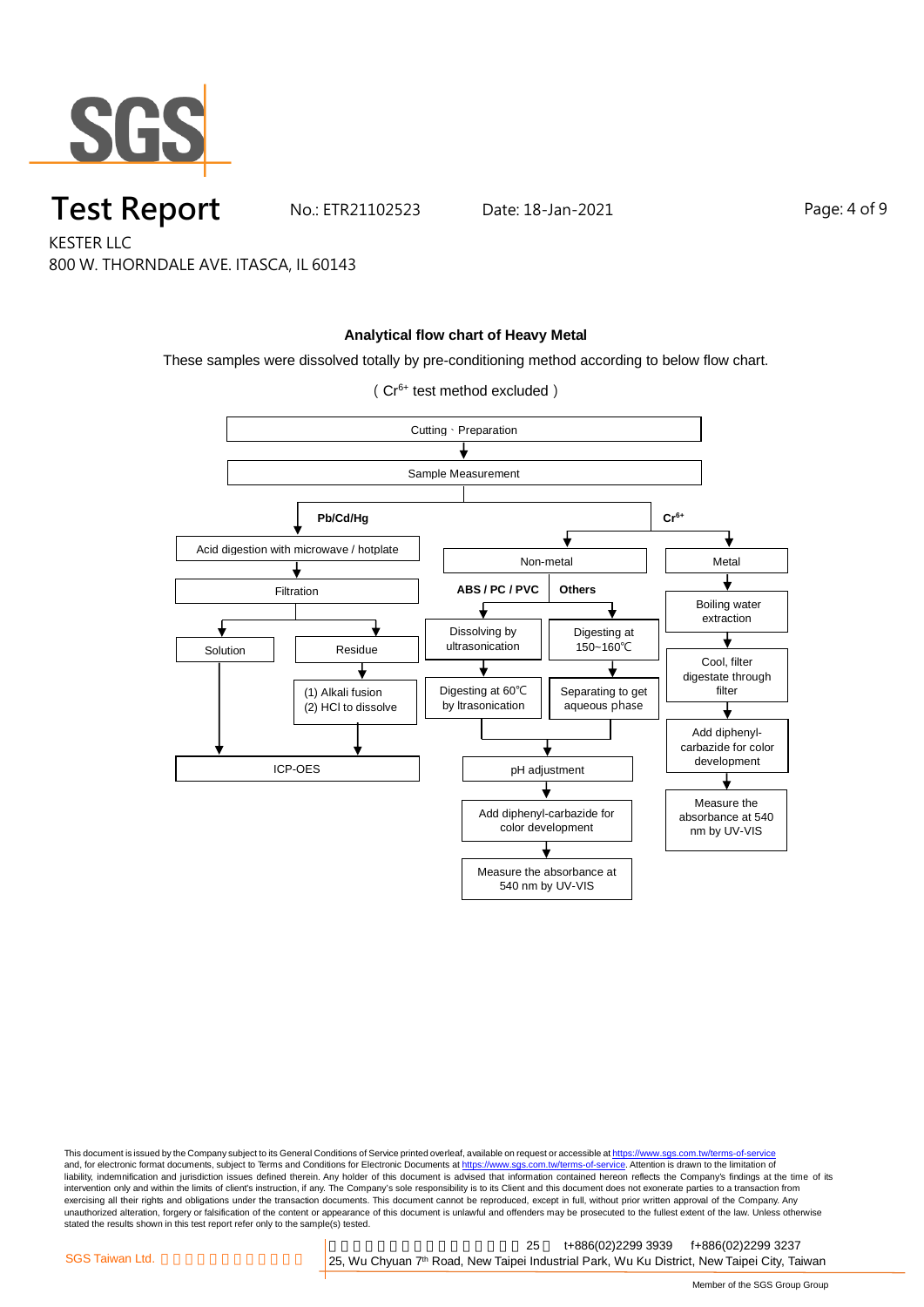# Test Report

No.: ETR21102523 Date: 18-Jan-2021

KESTER LLC

800 W. THORNDALE AVE. ITASCA, IL 60143

**Analytical flow chart of Heavy Metal**

These samples were dissolved totally by pre-conditioning method according to below flow chart.

( $Cr^{6+}$ test method excluded )

Cutting、Preparation
↓
Sample Measurement

**Pb/Cd/Hg**

- Acid digestion with microwave / hotplate
- ↓ Filtration
  - Solution → ICP-OES
  - Residue → (1) Alkali fusion (2) HCl to dissolve → ICP-OES

**$Cr^{6+}$**

- Non-metal
  - **ABS / PC / PVC**: Dissolving by ultrasonication → Digesting at 60℃ by ltrasonication
  - **Others**: Digesting at 150~160℃ → Separating to get aqueous phase
  - → pH adjustment → Add diphenyl-carbazide for color development → Measure the absorbance at 540 nm by UV-VIS
- Metal
  - Boiling water extraction → Cool, filter digestate through filter → Add diphenyl-carbazide for color development → Measure the absorbance at 540 nm by UV-VIS

This document is issued by the Company subject to its General Conditions of Service printed overleaf, available on request or accessible at https://www.sgs.com.tw/terms-of-service and, for electronic format documents, subject to Terms and Conditions for Electronic Documents at https://www.sgs.com.tw/terms-of-service. Attention is drawn to the limitation of liability, indemnification and jurisdiction issues defined therein. Any holder of this document is advised that information contained hereon reflects the Company's findings at the time of its intervention only and within the limits of client's instruction, if any. The Company's sole responsibility is to its Client and this document does not exonerate parties to a transaction from exercising all their rights and obligations under the transaction documents. This document cannot be reproduced, except in full, without prior written approval of the Company. Any unauthorized alteration, forgery or falsification of the content or appearance of this document is unlawful and offenders may be prosecuted to the fullest extent of the law. Unless otherwise stated the results shown in this test report refer only to the sample(s) tested.

SGS Taiwan Ltd. | 25, Wu Chyuan 7th Road, New Taipei Industrial Park, Wu Ku District, New Taipei City, Taiwan | t+886(02)2299 3939 | f+886(02)2299 3237

Member of the SGS Group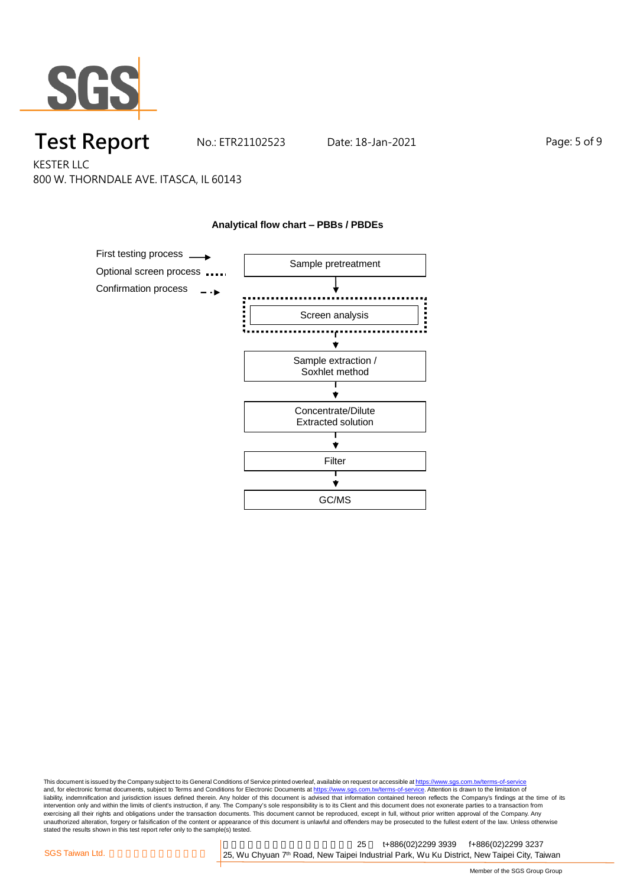# Test Report

No.: ETR21102523 Date: 18-Jan-2021

KESTER LLC
800 W. THORNDALE AVE. ITASCA, IL 60143

**Analytical flow chart – PBBs / PBDEs**

First testing process →
Optional screen process ┈┈
Confirmation process ‐ ‐▸

Sample pretreatment
↓
Screen analysis
↓
Sample extraction / Soxhlet method
↓
Concentrate/Dilute Extracted solution
↓
Filter
↓
GC/MS

This document is issued by the Company subject to its General Conditions of Service printed overleaf, available on request or accessible at https://www.sgs.com.tw/terms-of-service and, for electronic format documents, subject to Terms and Conditions for Electronic Documents at https://www.sgs.com.tw/terms-of-service. Attention is drawn to the limitation of liability, indemnification and jurisdiction issues defined therein. Any holder of this document is advised that information contained hereon reflects the Company's findings at the time of its intervention only and within the limits of client's instruction, if any. The Company's sole responsibility is to its Client and this document does not exonerate parties to a transaction from exercising all their rights and obligations under the transaction documents. This document cannot be reproduced, except in full, without prior written approval of the Company. Any unauthorized alteration, forgery or falsification of the content or appearance of this document is unlawful and offenders may be prosecuted to the fullest extent of the law. Unless otherwise stated the results shown in this test report refer only to the sample(s) tested.

SGS Taiwan Ltd. | 25 t+886(02)2299 3939 f+886(02)2299 3237
25, Wu Chyuan 7th Road, New Taipei Industrial Park, Wu Ku District, New Taipei City, Taiwan

Member of the SGS Group Group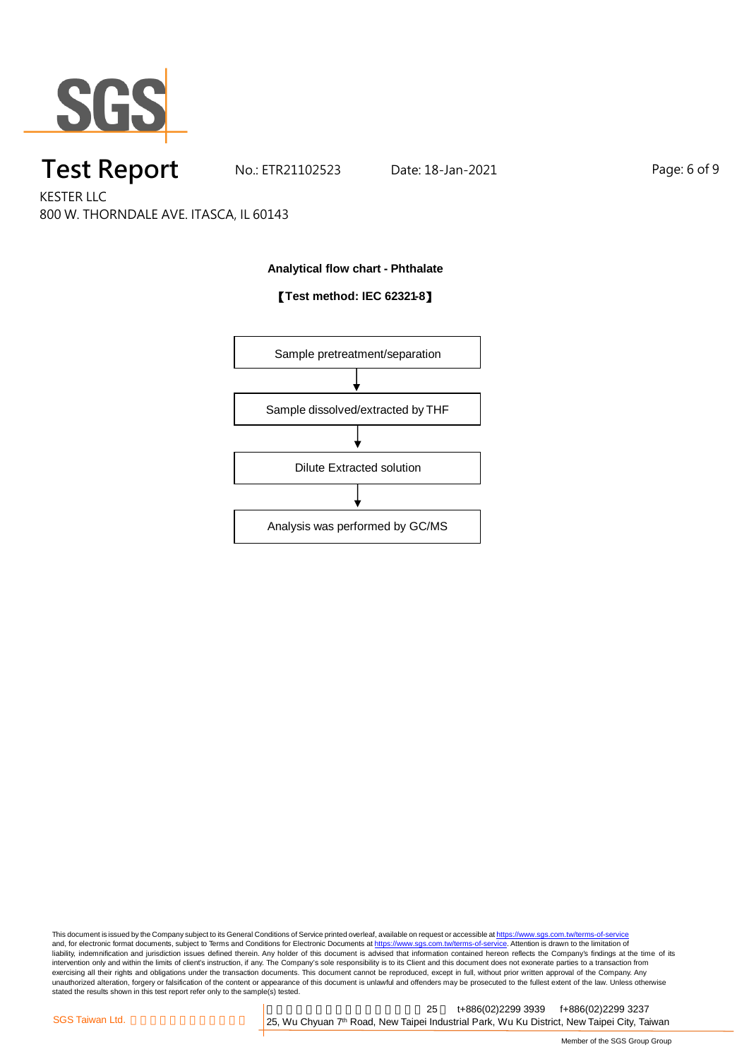# Test Report

No.: ETR21102523 Date: 18-Jan-2021

KESTER LLC
800 W. THORNDALE AVE. ITASCA, IL 60143

**Analytical flow chart - Phthalate**

**【Test method: IEC 62321-8】**

Sample pretreatment/separation

↓

Sample dissolved/extracted by THF

↓

Dilute Extracted solution

↓

Analysis was performed by GC/MS

This document is issued by the Company subject to its General Conditions of Service printed overleaf, available on request or accessible at https://www.sgs.com.tw/terms-of-service and, for electronic format documents, subject to Terms and Conditions for Electronic Documents at https://www.sgs.com.tw/terms-of-service. Attention is drawn to the limitation of liability, indemnification and jurisdiction issues defined therein. Any holder of this document is advised that information contained hereon reflects the Company's findings at the time of its intervention only and within the limits of client's instruction, if any. The Company's sole responsibility is to its Client and this document does not exonerate parties to a transaction from exercising all their rights and obligations under the transaction documents. This document cannot be reproduced, except in full, without prior written approval of the Company. Any unauthorized alteration, forgery or falsification of the content or appearance of this document is unlawful and offenders may be prosecuted to the fullest extent of the law. Unless otherwise stated the results shown in this test report refer only to the sample(s) tested.

SGS Taiwan Ltd. | 25 t+886(02)2299 3939 f+886(02)2299 3237
25, Wu Chyuan 7th Road, New Taipei Industrial Park, Wu Ku District, New Taipei City, Taiwan

Member of the SGS Group Group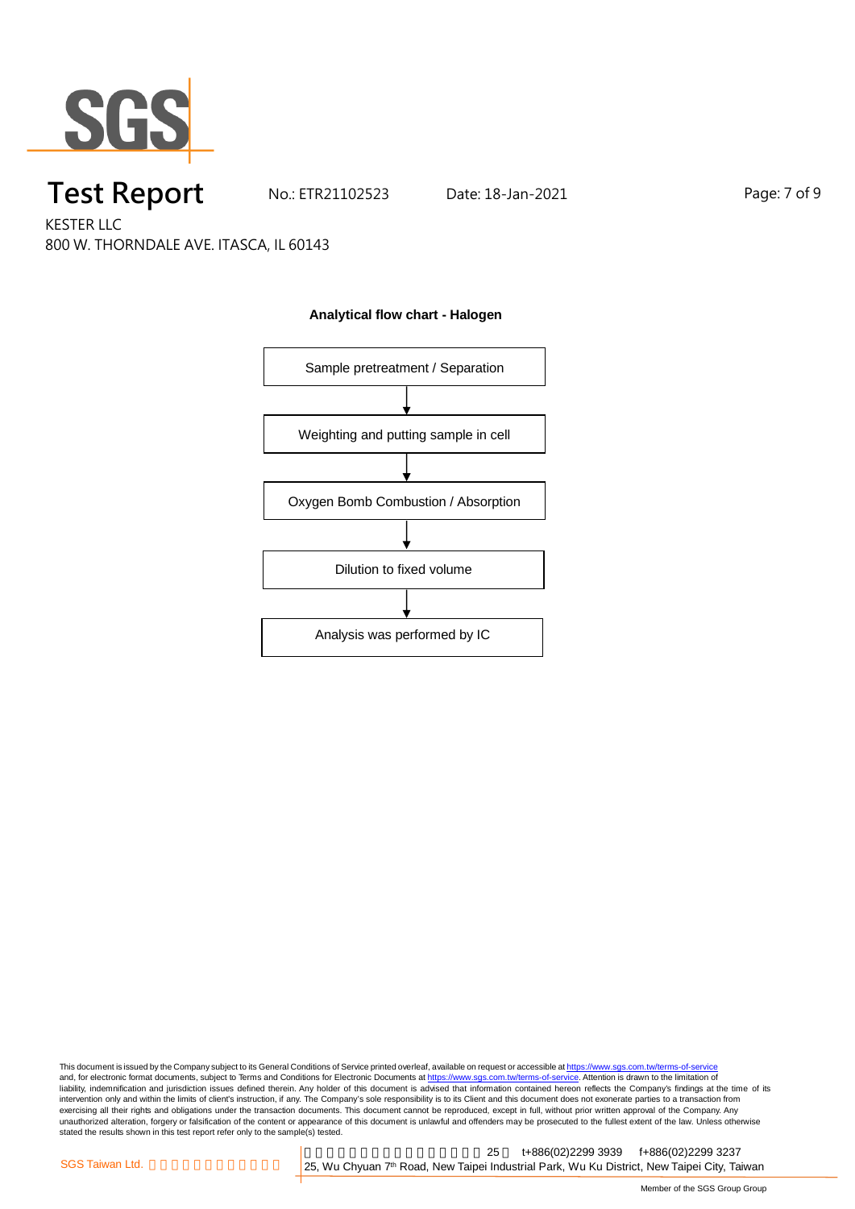# Test Report

No.: ETR21102523 Date: 18-Jan-2021

KESTER LLC
800 W. THORNDALE AVE. ITASCA, IL 60143

**Analytical flow chart - Halogen**

Sample pretreatment / Separation

↓

Weighting and putting sample in cell

↓

Oxygen Bomb Combustion / Absorption

↓

Dilution to fixed volume

↓

Analysis was performed by IC

This document is issued by the Company subject to its General Conditions of Service printed overleaf, available on request or accessible at https://www.sgs.com.tw/terms-of-service and, for electronic format documents, subject to Terms and Conditions for Electronic Documents at https://www.sgs.com.tw/terms-of-service. Attention is drawn to the limitation of liability, indemnification and jurisdiction issues defined therein. Any holder of this document is advised that information contained hereon reflects the Company's findings at the time of its intervention only and within the limits of client's instruction, if any. The Company's sole responsibility is to its Client and this document does not exonerate parties to a transaction from exercising all their rights and obligations under the transaction documents. This document cannot be reproduced, except in full, without prior written approval of the Company. Any unauthorized alteration, forgery or falsification of the content or appearance of this document is unlawful and offenders may be prosecuted to the fullest extent of the law. Unless otherwise stated the results shown in this test report refer only to the sample(s) tested.

SGS Taiwan Ltd. | 25, Wu Chyuan 7th Road, New Taipei Industrial Park, Wu Ku District, New Taipei City, Taiwan | t+886(02)2299 3939 | f+886(02)2299 3237

Member of the SGS Group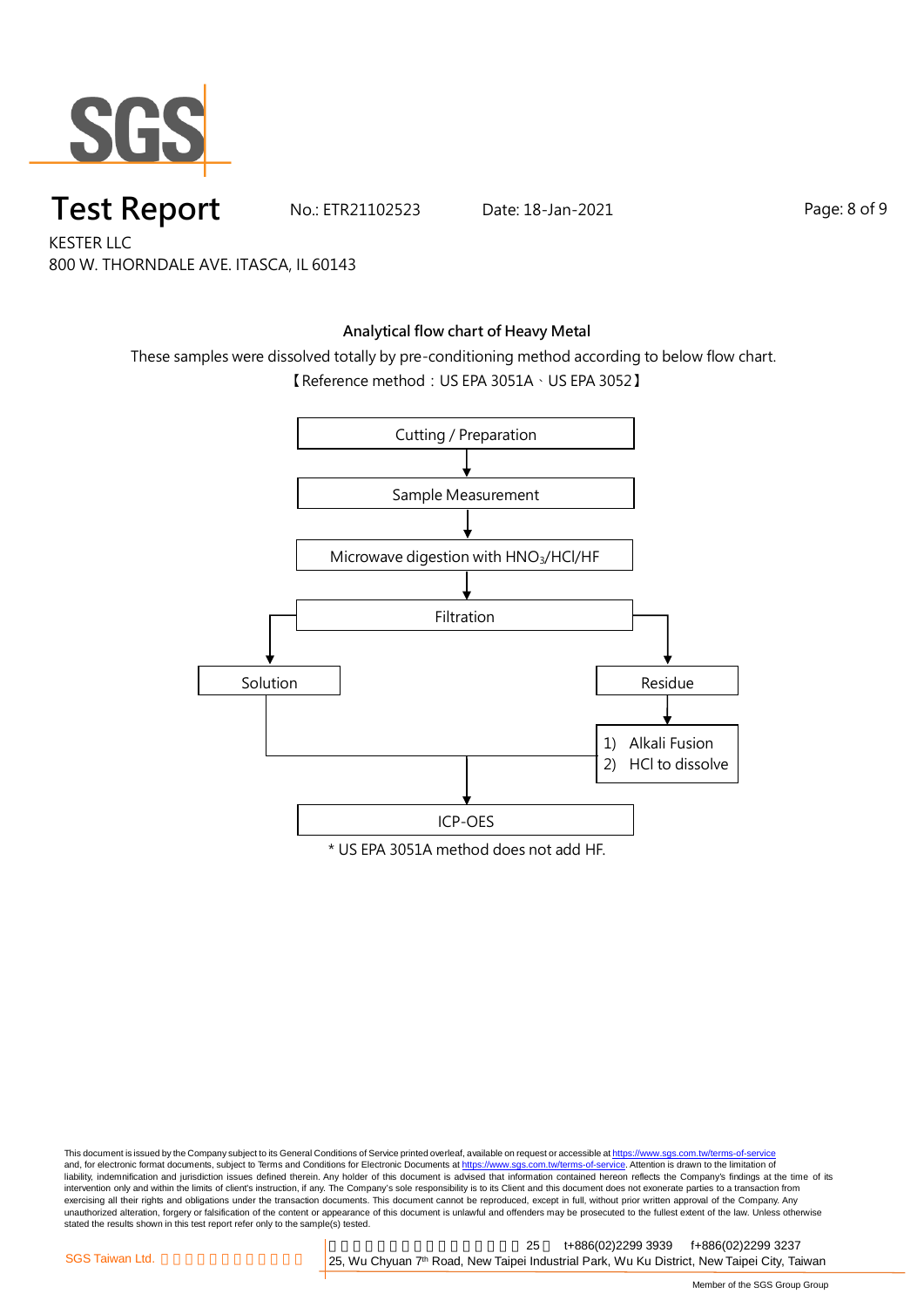# Test Report

No.: ETR21102523 Date: 18-Jan-2021

KESTER LLC

800 W. THORNDALE AVE. ITASCA, IL 60143

## Analytical flow chart of Heavy Metal

These samples were dissolved totally by pre-conditioning method according to below flow chart.

【Reference method：US EPA 3051A、US EPA 3052】

Cutting / Preparation

↓

Sample Measurement

↓

Microwave digestion with $HNO_3$/HCl/HF

↓

Filtration

→ Solution

→ Residue → 1) Alkali Fusion 2) HCl to dissolve

↓

ICP-OES

\* US EPA 3051A method does not add HF.

This document is issued by the Company subject to its General Conditions of Service printed overleaf, available on request or accessible at https://www.sgs.com.tw/terms-of-service and, for electronic format documents, subject to Terms and Conditions for Electronic Documents at https://www.sgs.com.tw/terms-of-service. Attention is drawn to the limitation of liability, indemnification and jurisdiction issues defined therein. Any holder of this document is advised that information contained hereon reflects the Company's findings at the time of its intervention only and within the limits of client's instruction, if any. The Company's sole responsibility is to its Client and this document does not exonerate parties to a transaction from exercising all their rights and obligations under the transaction documents. This document cannot be reproduced, except in full, without prior written approval of the Company. Any unauthorized alteration, forgery or falsification of the content or appearance of this document is unlawful and offenders may be prosecuted to the fullest extent of the law. Unless otherwise stated the results shown in this test report refer only to the sample(s) tested.

SGS Taiwan Ltd. | 25, Wu Chyuan 7th Road, New Taipei Industrial Park, Wu Ku District, New Taipei City, Taiwan | t+886(02)2299 3939 f+886(02)2299 3237

Member of the SGS Group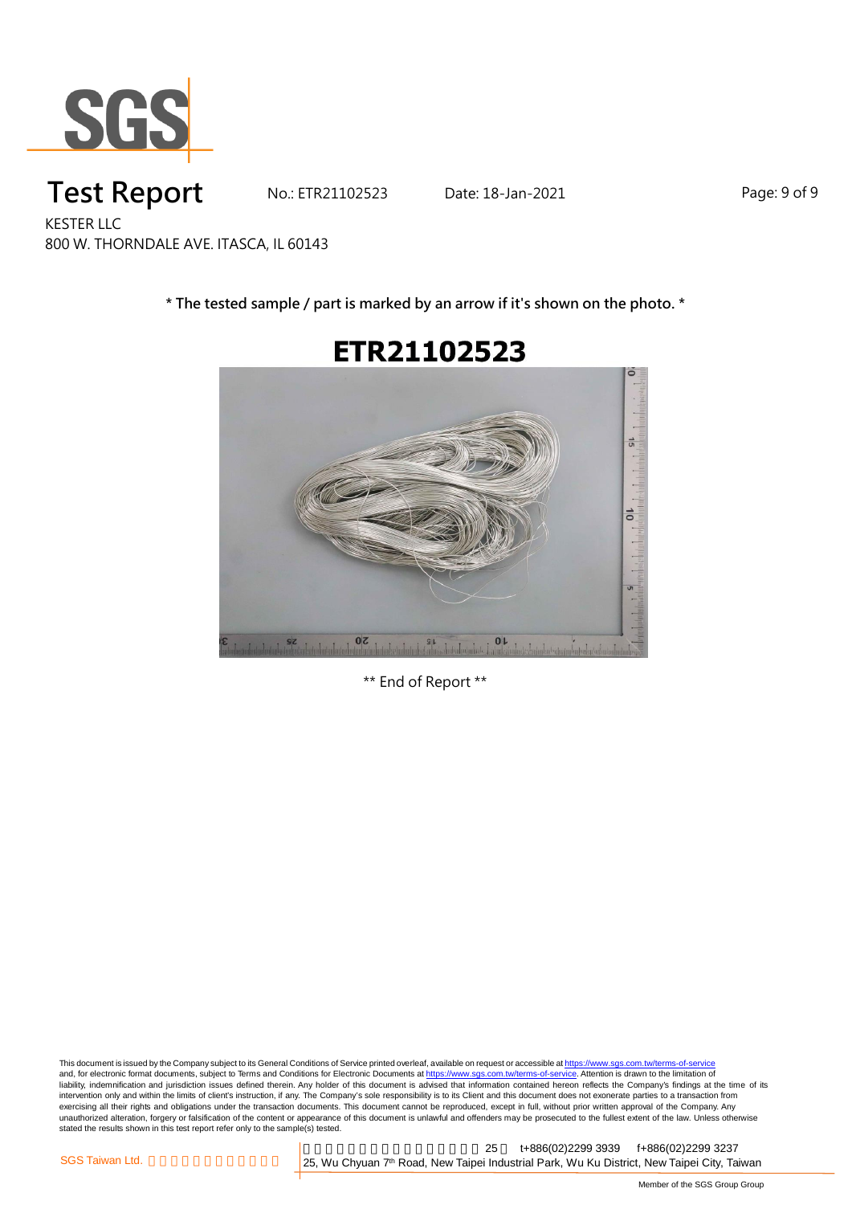# Test Report

No.: ETR21102523 Date: 18-Jan-2021

KESTER LLC
800 W. THORNDALE AVE. ITASCA, IL 60143

**\* The tested sample / part is marked by an arrow if it's shown on the photo. \***

**ETR21102523**

\*\* End of Report \*\*

This document is issued by the Company subject to its General Conditions of Service printed overleaf, available on request or accessible at https://www.sgs.com.tw/terms-of-service and, for electronic format documents, subject to Terms and Conditions for Electronic Documents at https://www.sgs.com.tw/terms-of-service. Attention is drawn to the limitation of liability, indemnification and jurisdiction issues defined therein. Any holder of this document is advised that information contained hereon reflects the Company's findings at the time of its intervention only and within the limits of client's instruction, if any. The Company's sole responsibility is to its Client and this document does not exonerate parties to a transaction from exercising all their rights and obligations under the transaction documents. This document cannot be reproduced, except in full, without prior written approval of the Company. Any unauthorized alteration, forgery or falsification of the content or appearance of this document is unlawful and offenders may be prosecuted to the fullest extent of the law. Unless otherwise stated the results shown in this test report refer only to the sample(s) tested.

SGS Taiwan Ltd. 25 t+886(02)2299 3939 f+886(02)2299 3237
25, Wu Chyuan 7th Road, New Taipei Industrial Park, Wu Ku District, New Taipei City, Taiwan

Member of the SGS Group